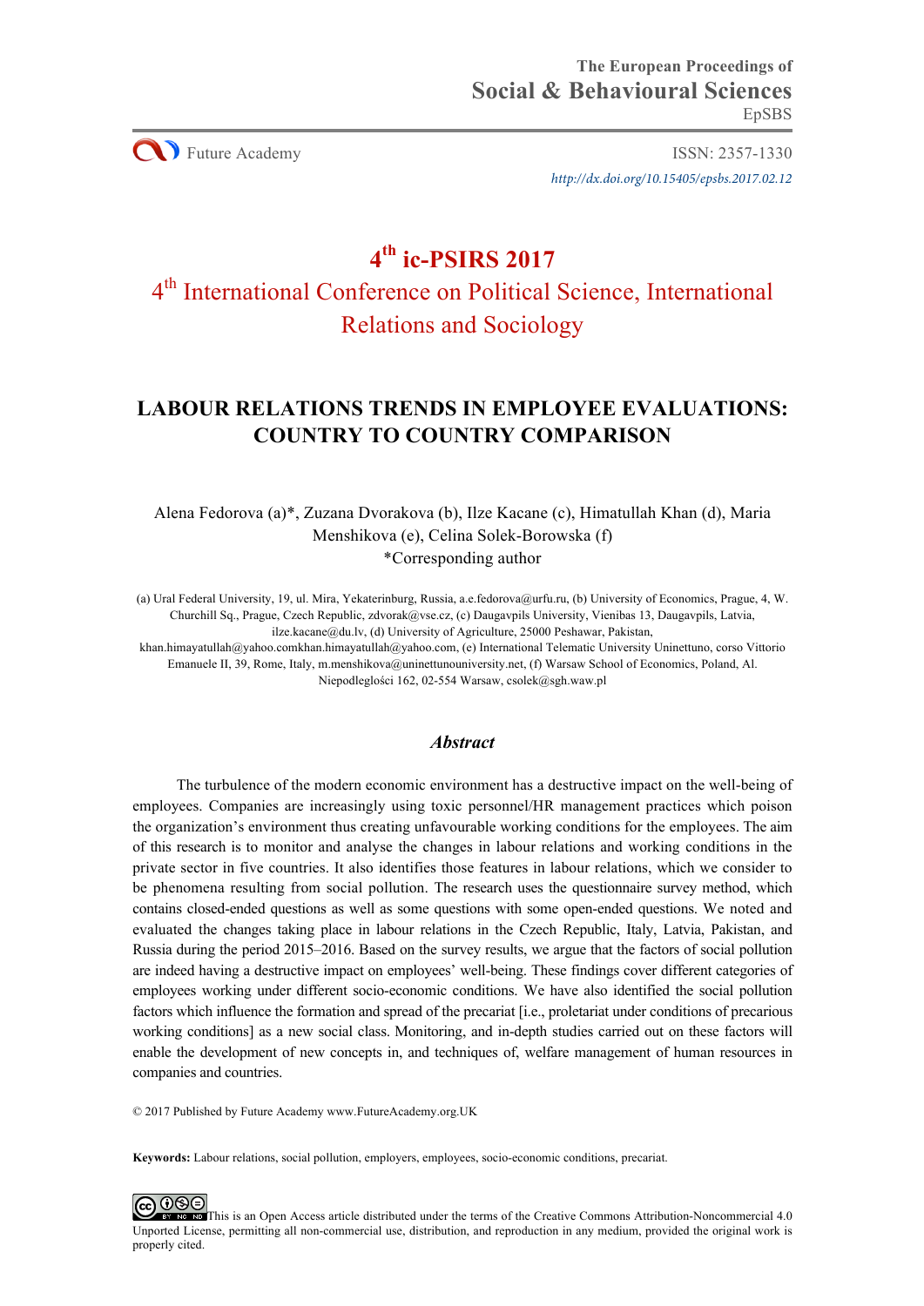The European Proceedings of
Social & Behavioural Sciences
EpSBS

Future Academy

ISSN: 2357-1330

*http://dx.doi.org/10.15405/epsbs.2017.02.12*

# 4th ic-PSIRS 2017

## 4th International Conference on Political Science, International Relations and Sociology

# LABOUR RELATIONS TRENDS IN EMPLOYEE EVALUATIONS: COUNTRY TO COUNTRY COMPARISON

Alena Fedorova (a)*, Zuzana Dvorakova (b), Ilze Kacane (c), Himatullah Khan (d), Maria Menshikova (e), Celina Solek-Borowska (f)
*Corresponding author

(a) Ural Federal University, 19, ul. Mira, Yekaterinburg, Russia, a.e.fedorova@urfu.ru, (b) University of Economics, Prague, 4, W. Churchill Sq., Prague, Czech Republic, zdvorak@vse.cz, (c) Daugavpils University, Vienibas 13, Daugavpils, Latvia, ilze.kacane@du.lv, (d) University of Agriculture, 25000 Peshawar, Pakistan, khan.himayatullah@yahoo.comkhan.himayatullah@yahoo.com, (e) International Telematic University Uninettuno, corso Vittorio Emanuele II, 39, Rome, Italy, m.menshikova@uninettunouniversity.net, (f) Warsaw School of Economics, Poland, Al. Niepodległości 162, 02-554 Warsaw, csolek@sgh.waw.pl

### *Abstract*

The turbulence of the modern economic environment has a destructive impact on the well-being of employees. Companies are increasingly using toxic personnel/HR management practices which poison the organization's environment thus creating unfavourable working conditions for the employees. The aim of this research is to monitor and analyse the changes in labour relations and working conditions in the private sector in five countries. It also identifies those features in labour relations, which we consider to be phenomena resulting from social pollution. The research uses the questionnaire survey method, which contains closed-ended questions as well as some questions with some open-ended questions. We noted and evaluated the changes taking place in labour relations in the Czech Republic, Italy, Latvia, Pakistan, and Russia during the period 2015–2016. Based on the survey results, we argue that the factors of social pollution are indeed having a destructive impact on employees' well-being. These findings cover different categories of employees working under different socio-economic conditions. We have also identified the social pollution factors which influence the formation and spread of the precariat [i.e., proletariat under conditions of precarious working conditions] as a new social class. Monitoring, and in-depth studies carried out on these factors will enable the development of new concepts in, and techniques of, welfare management of human resources in companies and countries.

© 2017 Published by Future Academy www.FutureAcademy.org.UK

**Keywords:** Labour relations, social pollution, employers, employees, socio-economic conditions, precariat.

This is an Open Access article distributed under the terms of the Creative Commons Attribution-Noncommercial 4.0 Unported License, permitting all non-commercial use, distribution, and reproduction in any medium, provided the original work is properly cited.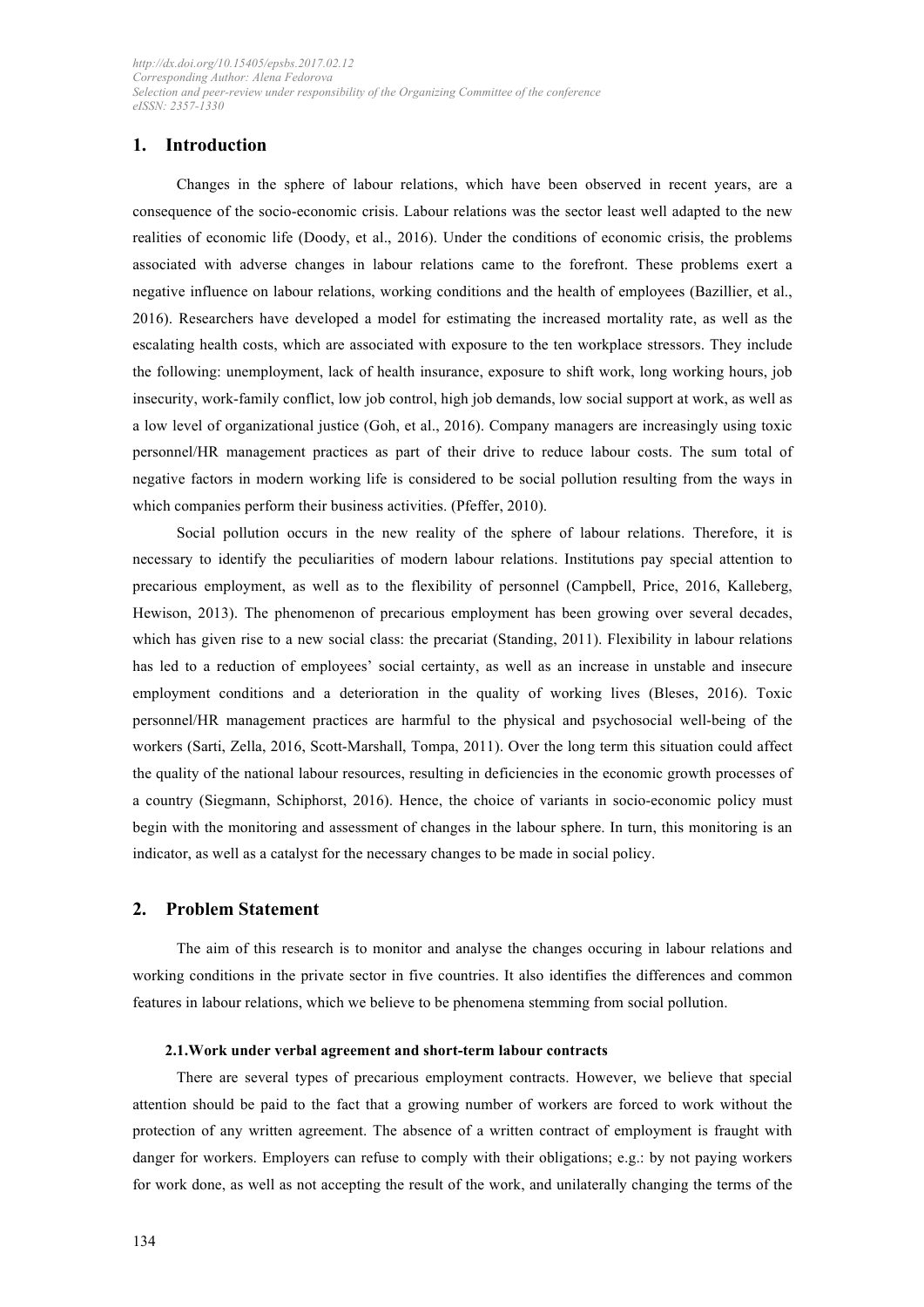## 1. Introduction

Changes in the sphere of labour relations, which have been observed in recent years, are a consequence of the socio-economic crisis. Labour relations was the sector least well adapted to the new realities of economic life (Doody, et al., 2016). Under the conditions of economic crisis, the problems associated with adverse changes in labour relations came to the forefront. These problems exert a negative influence on labour relations, working conditions and the health of employees (Bazillier, et al., 2016). Researchers have developed a model for estimating the increased mortality rate, as well as the escalating health costs, which are associated with exposure to the ten workplace stressors. They include the following: unemployment, lack of health insurance, exposure to shift work, long working hours, job insecurity, work-family conflict, low job control, high job demands, low social support at work, as well as a low level of organizational justice (Goh, et al., 2016). Company managers are increasingly using toxic personnel/HR management practices as part of their drive to reduce labour costs. The sum total of negative factors in modern working life is considered to be social pollution resulting from the ways in which companies perform their business activities. (Pfeffer, 2010).

Social pollution occurs in the new reality of the sphere of labour relations. Therefore, it is necessary to identify the peculiarities of modern labour relations. Institutions pay special attention to precarious employment, as well as to the flexibility of personnel (Campbell, Price, 2016, Kalleberg, Hewison, 2013). The phenomenon of precarious employment has been growing over several decades, which has given rise to a new social class: the precariat (Standing, 2011). Flexibility in labour relations has led to a reduction of employees' social certainty, as well as an increase in unstable and insecure employment conditions and a deterioration in the quality of working lives (Bleses, 2016). Toxic personnel/HR management practices are harmful to the physical and psychosocial well-being of the workers (Sarti, Zella, 2016, Scott-Marshall, Tompa, 2011). Over the long term this situation could affect the quality of the national labour resources, resulting in deficiencies in the economic growth processes of a country (Siegmann, Schiphorst, 2016). Hence, the choice of variants in socio-economic policy must begin with the monitoring and assessment of changes in the labour sphere. In turn, this monitoring is an indicator, as well as a catalyst for the necessary changes to be made in social policy.

## 2. Problem Statement

The aim of this research is to monitor and analyse the changes occuring in labour relations and working conditions in the private sector in five countries. It also identifies the differences and common features in labour relations, which we believe to be phenomena stemming from social pollution.

### 2.1. Work under verbal agreement and short-term labour contracts

There are several types of precarious employment contracts. However, we believe that special attention should be paid to the fact that a growing number of workers are forced to work without the protection of any written agreement. The absence of a written contract of employment is fraught with danger for workers. Employers can refuse to comply with their obligations; e.g.: by not paying workers for work done, as well as not accepting the result of the work, and unilaterally changing the terms of the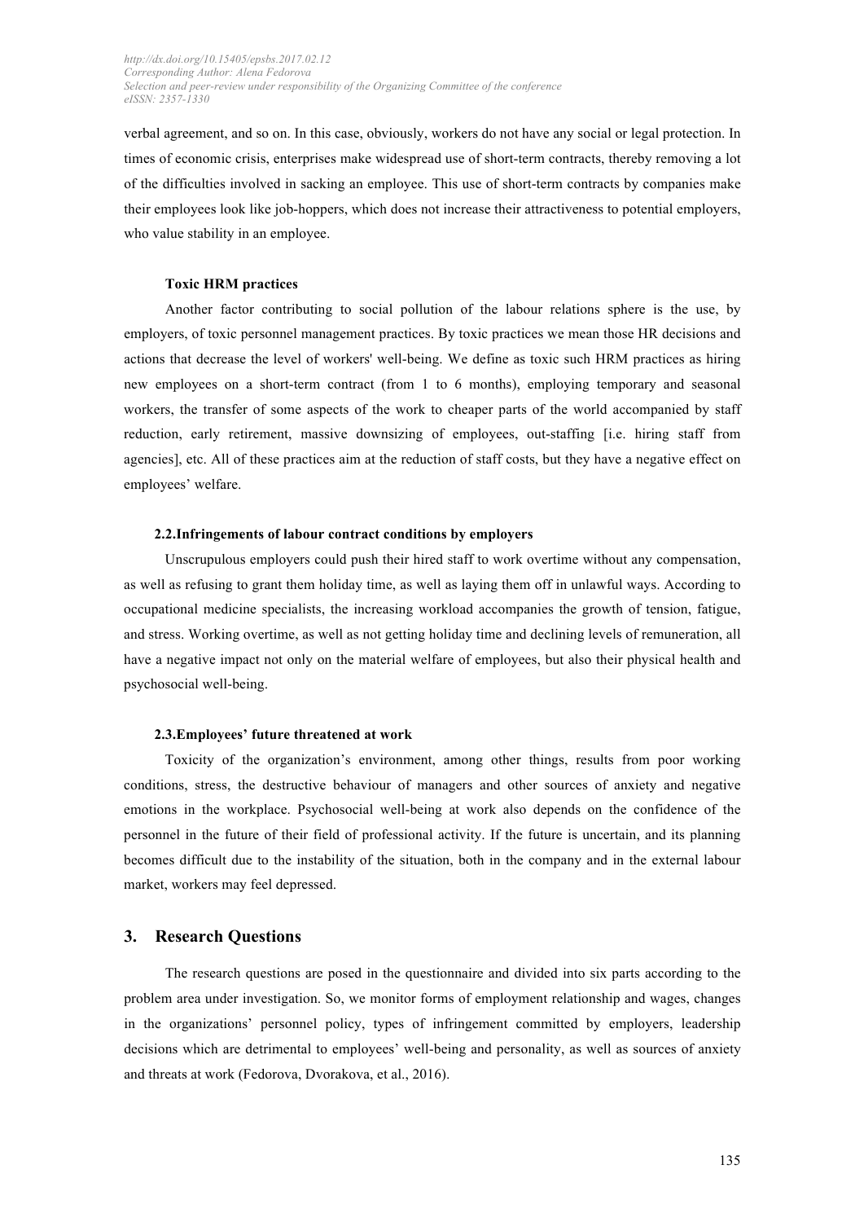verbal agreement, and so on. In this case, obviously, workers do not have any social or legal protection. In times of economic crisis, enterprises make widespread use of short-term contracts, thereby removing a lot of the difficulties involved in sacking an employee. This use of short-term contracts by companies make their employees look like job-hoppers, which does not increase their attractiveness to potential employers, who value stability in an employee.

#### Toxic HRM practices

Another factor contributing to social pollution of the labour relations sphere is the use, by employers, of toxic personnel management practices. By toxic practices we mean those HR decisions and actions that decrease the level of workers' well-being. We define as toxic such HRM practices as hiring new employees on a short-term contract (from 1 to 6 months), employing temporary and seasonal workers, the transfer of some aspects of the work to cheaper parts of the world accompanied by staff reduction, early retirement, massive downsizing of employees, out-staffing [i.e. hiring staff from agencies], etc. All of these practices aim at the reduction of staff costs, but they have a negative effect on employees' welfare.

### 2.2. Infringements of labour contract conditions by employers

Unscrupulous employers could push their hired staff to work overtime without any compensation, as well as refusing to grant them holiday time, as well as laying them off in unlawful ways. According to occupational medicine specialists, the increasing workload accompanies the growth of tension, fatigue, and stress. Working overtime, as well as not getting holiday time and declining levels of remuneration, all have a negative impact not only on the material welfare of employees, but also their physical health and psychosocial well-being.

### 2.3. Employees' future threatened at work

Toxicity of the organization's environment, among other things, results from poor working conditions, stress, the destructive behaviour of managers and other sources of anxiety and negative emotions in the workplace. Psychosocial well-being at work also depends on the confidence of the personnel in the future of their field of professional activity. If the future is uncertain, and its planning becomes difficult due to the instability of the situation, both in the company and in the external labour market, workers may feel depressed.

## 3. Research Questions

The research questions are posed in the questionnaire and divided into six parts according to the problem area under investigation. So, we monitor forms of employment relationship and wages, changes in the organizations' personnel policy, types of infringement committed by employers, leadership decisions which are detrimental to employees' well-being and personality, as well as sources of anxiety and threats at work (Fedorova, Dvorakova, et al., 2016).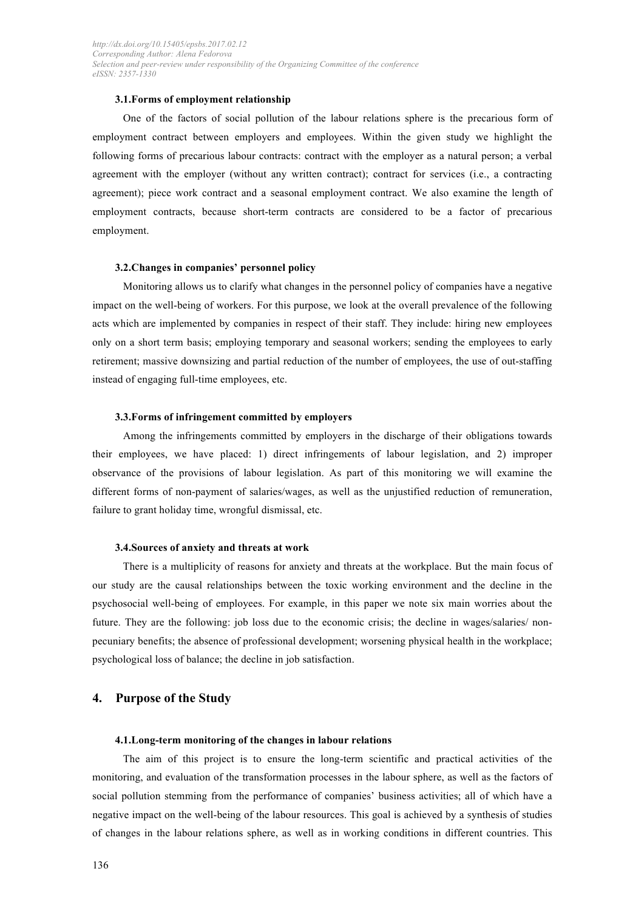### 3.1.Forms of employment relationship

One of the factors of social pollution of the labour relations sphere is the precarious form of employment contract between employers and employees. Within the given study we highlight the following forms of precarious labour contracts: contract with the employer as a natural person; a verbal agreement with the employer (without any written contract); contract for services (i.e., a contracting agreement); piece work contract and a seasonal employment contract. We also examine the length of employment contracts, because short-term contracts are considered to be a factor of precarious employment.

### 3.2.Changes in companies' personnel policy

Monitoring allows us to clarify what changes in the personnel policy of companies have a negative impact on the well-being of workers. For this purpose, we look at the overall prevalence of the following acts which are implemented by companies in respect of their staff. They include: hiring new employees only on a short term basis; employing temporary and seasonal workers; sending the employees to early retirement; massive downsizing and partial reduction of the number of employees, the use of out-staffing instead of engaging full-time employees, etc.

### 3.3.Forms of infringement committed by employers

Among the infringements committed by employers in the discharge of their obligations towards their employees, we have placed: 1) direct infringements of labour legislation, and 2) improper observance of the provisions of labour legislation. As part of this monitoring we will examine the different forms of non-payment of salaries/wages, as well as the unjustified reduction of remuneration, failure to grant holiday time, wrongful dismissal, etc.

### 3.4.Sources of anxiety and threats at work

There is a multiplicity of reasons for anxiety and threats at the workplace. But the main focus of our study are the causal relationships between the toxic working environment and the decline in the psychosocial well-being of employees. For example, in this paper we note six main worries about the future. They are the following: job loss due to the economic crisis; the decline in wages/salaries/ non-pecuniary benefits; the absence of professional development; worsening physical health in the workplace; psychological loss of balance; the decline in job satisfaction.

## 4. Purpose of the Study

### 4.1.Long-term monitoring of the changes in labour relations

The aim of this project is to ensure the long-term scientific and practical activities of the monitoring, and evaluation of the transformation processes in the labour sphere, as well as the factors of social pollution stemming from the performance of companies' business activities; all of which have a negative impact on the well-being of the labour resources. This goal is achieved by a synthesis of studies of changes in the labour relations sphere, as well as in working conditions in different countries. This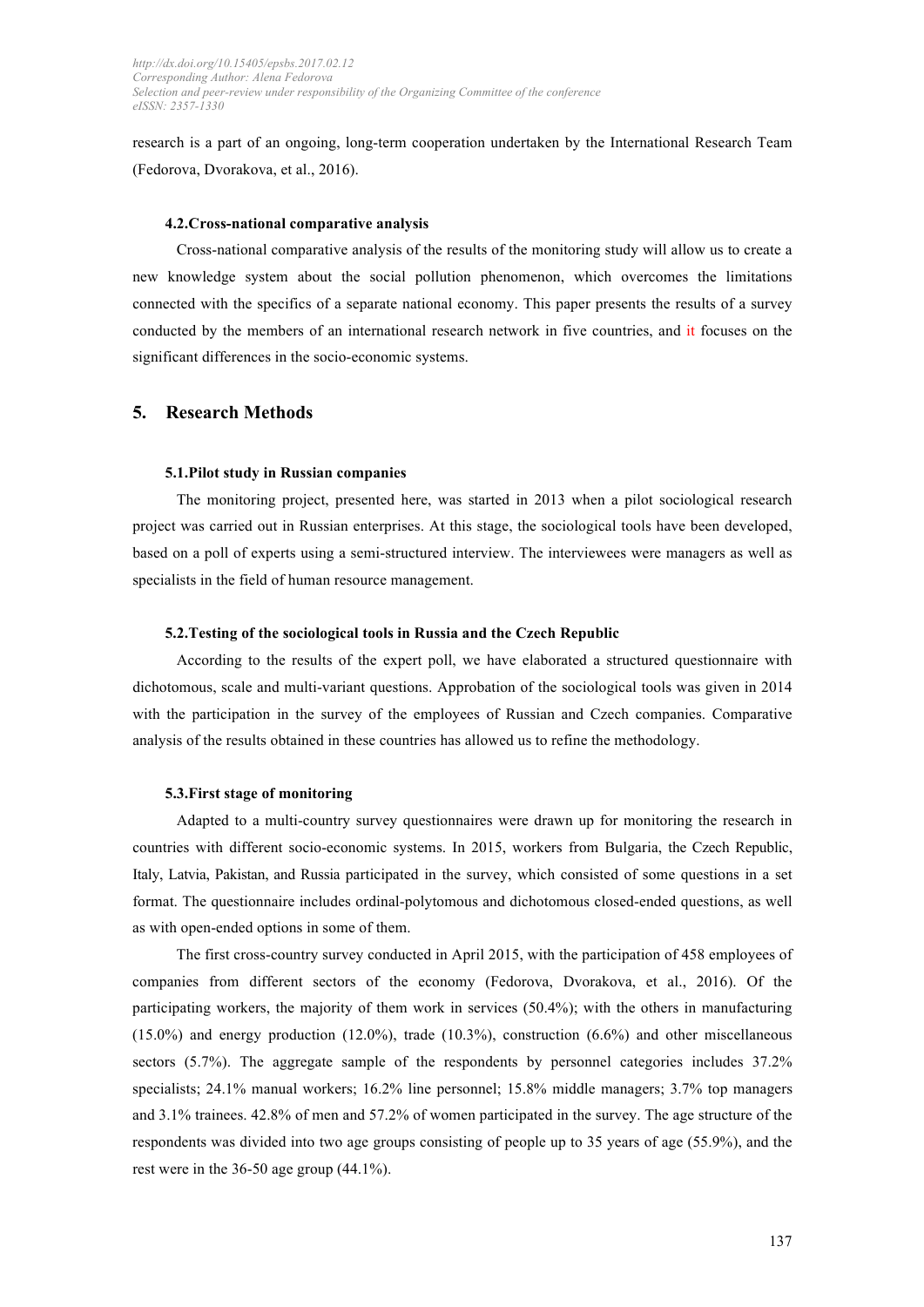research is a part of an ongoing, long-term cooperation undertaken by the International Research Team (Fedorova, Dvorakova, et al., 2016).

### 4.2. Cross-national comparative analysis

Cross-national comparative analysis of the results of the monitoring study will allow us to create a new knowledge system about the social pollution phenomenon, which overcomes the limitations connected with the specifics of a separate national economy. This paper presents the results of a survey conducted by the members of an international research network in five countries, and it focuses on the significant differences in the socio-economic systems.

## 5. Research Methods

### 5.1. Pilot study in Russian companies

The monitoring project, presented here, was started in 2013 when a pilot sociological research project was carried out in Russian enterprises. At this stage, the sociological tools have been developed, based on a poll of experts using a semi-structured interview. The interviewees were managers as well as specialists in the field of human resource management.

### 5.2. Testing of the sociological tools in Russia and the Czech Republic

According to the results of the expert poll, we have elaborated a structured questionnaire with dichotomous, scale and multi-variant questions. Approbation of the sociological tools was given in 2014 with the participation in the survey of the employees of Russian and Czech companies. Comparative analysis of the results obtained in these countries has allowed us to refine the methodology.

### 5.3. First stage of monitoring

Adapted to a multi-country survey questionnaires were drawn up for monitoring the research in countries with different socio-economic systems. In 2015, workers from Bulgaria, the Czech Republic, Italy, Latvia, Pakistan, and Russia participated in the survey, which consisted of some questions in a set format. The questionnaire includes ordinal-polytomous and dichotomous closed-ended questions, as well as with open-ended options in some of them.

The first cross-country survey conducted in April 2015, with the participation of 458 employees of companies from different sectors of the economy (Fedorova, Dvorakova, et al., 2016). Of the participating workers, the majority of them work in services (50.4%); with the others in manufacturing (15.0%) and energy production (12.0%), trade (10.3%), construction (6.6%) and other miscellaneous sectors (5.7%). The aggregate sample of the respondents by personnel categories includes 37.2% specialists; 24.1% manual workers; 16.2% line personnel; 15.8% middle managers; 3.7% top managers and 3.1% trainees. 42.8% of men and 57.2% of women participated in the survey. The age structure of the respondents was divided into two age groups consisting of people up to 35 years of age (55.9%), and the rest were in the 36-50 age group (44.1%).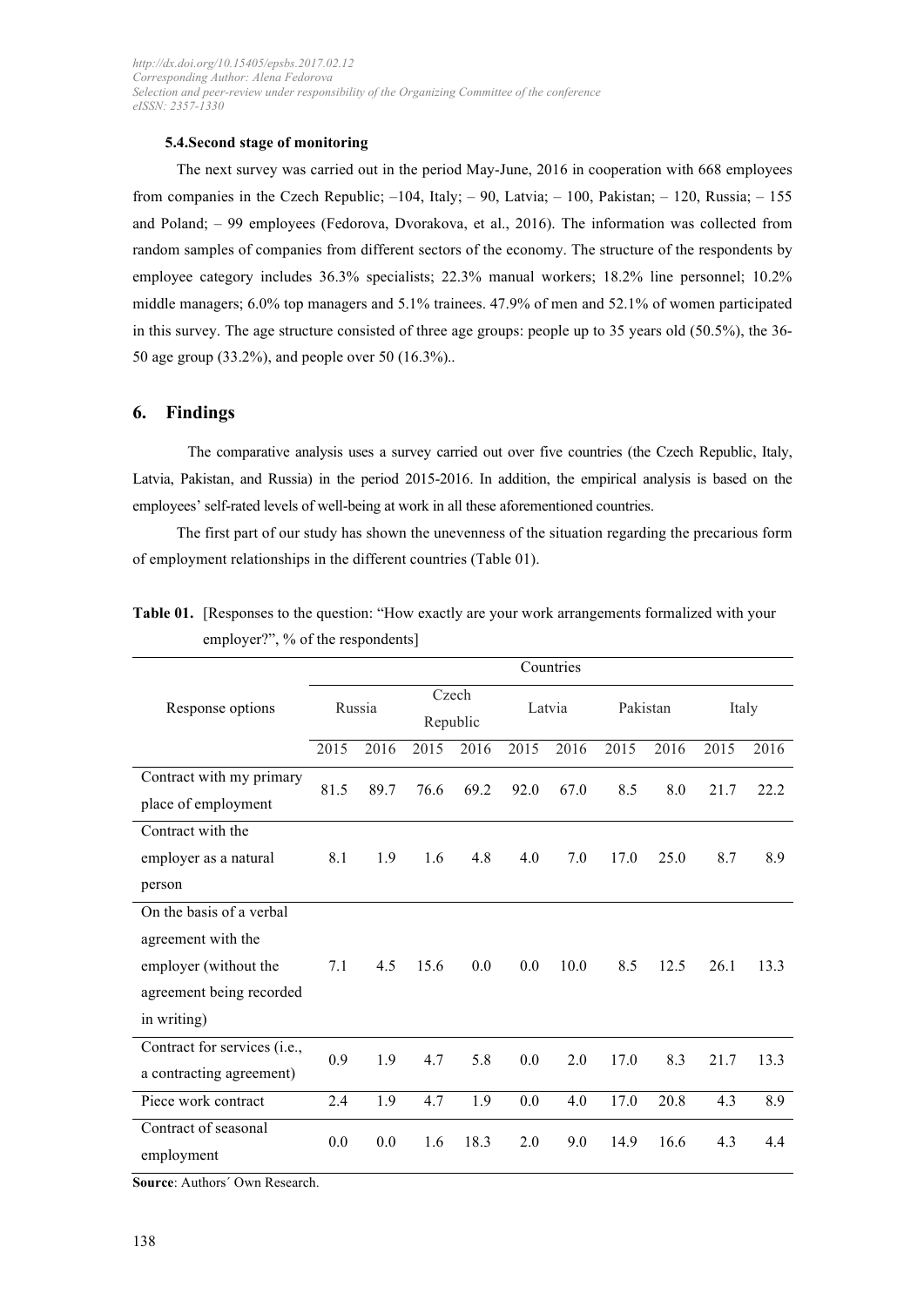### 5.4.Second stage of monitoring

The next survey was carried out in the period May-June, 2016 in cooperation with 668 employees from companies in the Czech Republic; –104, Italy; – 90, Latvia; – 100, Pakistan; – 120, Russia; – 155 and Poland; – 99 employees (Fedorova, Dvorakova, et al., 2016). The information was collected from random samples of companies from different sectors of the economy. The structure of the respondents by employee category includes 36.3% specialists; 22.3% manual workers; 18.2% line personnel; 10.2% middle managers; 6.0% top managers and 5.1% trainees. 47.9% of men and 52.1% of women participated in this survey. The age structure consisted of three age groups: people up to 35 years old (50.5%), the 36-50 age group (33.2%), and people over 50 (16.3%)..

## 6. Findings

The comparative analysis uses a survey carried out over five countries (the Czech Republic, Italy, Latvia, Pakistan, and Russia) in the period 2015-2016. In addition, the empirical analysis is based on the employees' self-rated levels of well-being at work in all these aforementioned countries.

The first part of our study has shown the unevenness of the situation regarding the precarious form of employment relationships in the different countries (Table 01).

**Table 01.** [Responses to the question: "How exactly are your work arrangements formalized with your employer?", % of the respondents]

| Response options | Countries | | | | | | | | | |
|---|---|---|---|---|---|---|---|---|---|---|
| | Russia | | Czech Republic | | Latvia | | Pakistan | | Italy | |
| | 2015 | 2016 | 2015 | 2016 | 2015 | 2016 | 2015 | 2016 | 2015 | 2016 |
| Contract with my primary place of employment | 81.5 | 89.7 | 76.6 | 69.2 | 92.0 | 67.0 | 8.5 | 8.0 | 21.7 | 22.2 |
| Contract with the employer as a natural person | 8.1 | 1.9 | 1.6 | 4.8 | 4.0 | 7.0 | 17.0 | 25.0 | 8.7 | 8.9 |
| On the basis of a verbal agreement with the employer (without the agreement being recorded in writing) | 7.1 | 4.5 | 15.6 | 0.0 | 0.0 | 10.0 | 8.5 | 12.5 | 26.1 | 13.3 |
| Contract for services (i.e., a contracting agreement) | 0.9 | 1.9 | 4.7 | 5.8 | 0.0 | 2.0 | 17.0 | 8.3 | 21.7 | 13.3 |
| Piece work contract | 2.4 | 1.9 | 4.7 | 1.9 | 0.0 | 4.0 | 17.0 | 20.8 | 4.3 | 8.9 |
| Contract of seasonal employment | 0.0 | 0.0 | 1.6 | 18.3 | 2.0 | 9.0 | 14.9 | 16.6 | 4.3 | 4.4 |

**Source**: Authors´ Own Research.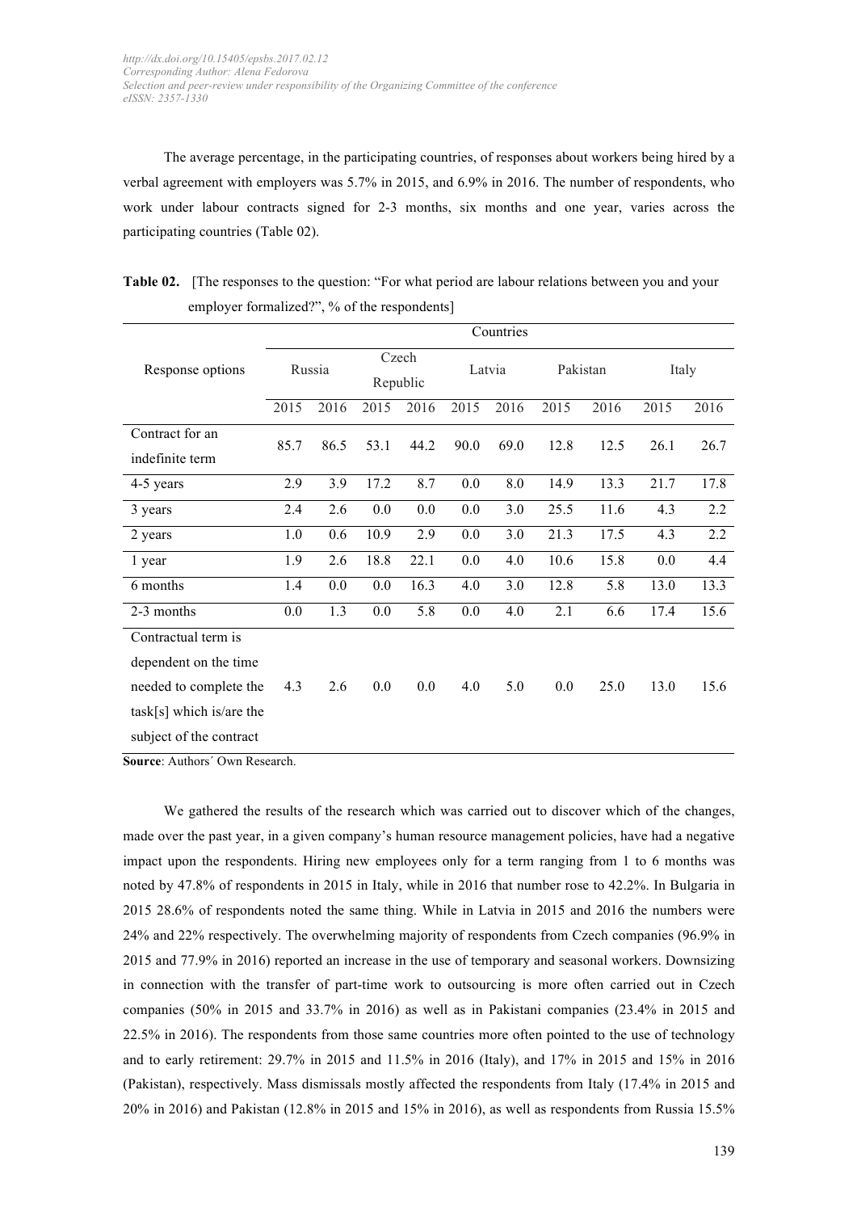The average percentage, in the participating countries, of responses about workers being hired by a verbal agreement with employers was 5.7% in 2015, and 6.9% in 2016. The number of respondents, who work under labour contracts signed for 2-3 months, six months and one year, varies across the participating countries (Table 02).

**Table 02.** [The responses to the question: "For what period are labour relations between you and your employer formalized?", % of the respondents]

| Response options | Countries | | | | | | | | | |
|---|---|---|---|---|---|---|---|---|---|---|
| | Russia | | Czech Republic | | Latvia | | Pakistan | | Italy | |
| | 2015 | 2016 | 2015 | 2016 | 2015 | 2016 | 2015 | 2016 | 2015 | 2016 |
| Contract for an indefinite term | 85.7 | 86.5 | 53.1 | 44.2 | 90.0 | 69.0 | 12.8 | 12.5 | 26.1 | 26.7 |
| 4-5 years | 2.9 | 3.9 | 17.2 | 8.7 | 0.0 | 8.0 | 14.9 | 13.3 | 21.7 | 17.8 |
| 3 years | 2.4 | 2.6 | 0.0 | 0.0 | 0.0 | 3.0 | 25.5 | 11.6 | 4.3 | 2.2 |
| 2 years | 1.0 | 0.6 | 10.9 | 2.9 | 0.0 | 3.0 | 21.3 | 17.5 | 4.3 | 2.2 |
| 1 year | 1.9 | 2.6 | 18.8 | 22.1 | 0.0 | 4.0 | 10.6 | 15.8 | 0.0 | 4.4 |
| 6 months | 1.4 | 0.0 | 0.0 | 16.3 | 4.0 | 3.0 | 12.8 | 5.8 | 13.0 | 13.3 |
| 2-3 months | 0.0 | 1.3 | 0.0 | 5.8 | 0.0 | 4.0 | 2.1 | 6.6 | 17.4 | 15.6 |
| Contractual term is dependent on the time needed to complete the task[s] which is/are the subject of the contract | 4.3 | 2.6 | 0.0 | 0.0 | 4.0 | 5.0 | 0.0 | 25.0 | 13.0 | 15.6 |

**Source**: Authors´ Own Research.

We gathered the results of the research which was carried out to discover which of the changes, made over the past year, in a given company's human resource management policies, have had a negative impact upon the respondents. Hiring new employees only for a term ranging from 1 to 6 months was noted by 47.8% of respondents in 2015 in Italy, while in 2016 that number rose to 42.2%. In Bulgaria in 2015 28.6% of respondents noted the same thing. While in Latvia in 2015 and 2016 the numbers were 24% and 22% respectively. The overwhelming majority of respondents from Czech companies (96.9% in 2015 and 77.9% in 2016) reported an increase in the use of temporary and seasonal workers. Downsizing in connection with the transfer of part-time work to outsourcing is more often carried out in Czech companies (50% in 2015 and 33.7% in 2016) as well as in Pakistani companies (23.4% in 2015 and 22.5% in 2016). The respondents from those same countries more often pointed to the use of technology and to early retirement: 29.7% in 2015 and 11.5% in 2016 (Italy), and 17% in 2015 and 15% in 2016 (Pakistan), respectively. Mass dismissals mostly affected the respondents from Italy (17.4% in 2015 and 20% in 2016) and Pakistan (12.8% in 2015 and 15% in 2016), as well as respondents from Russia 15.5%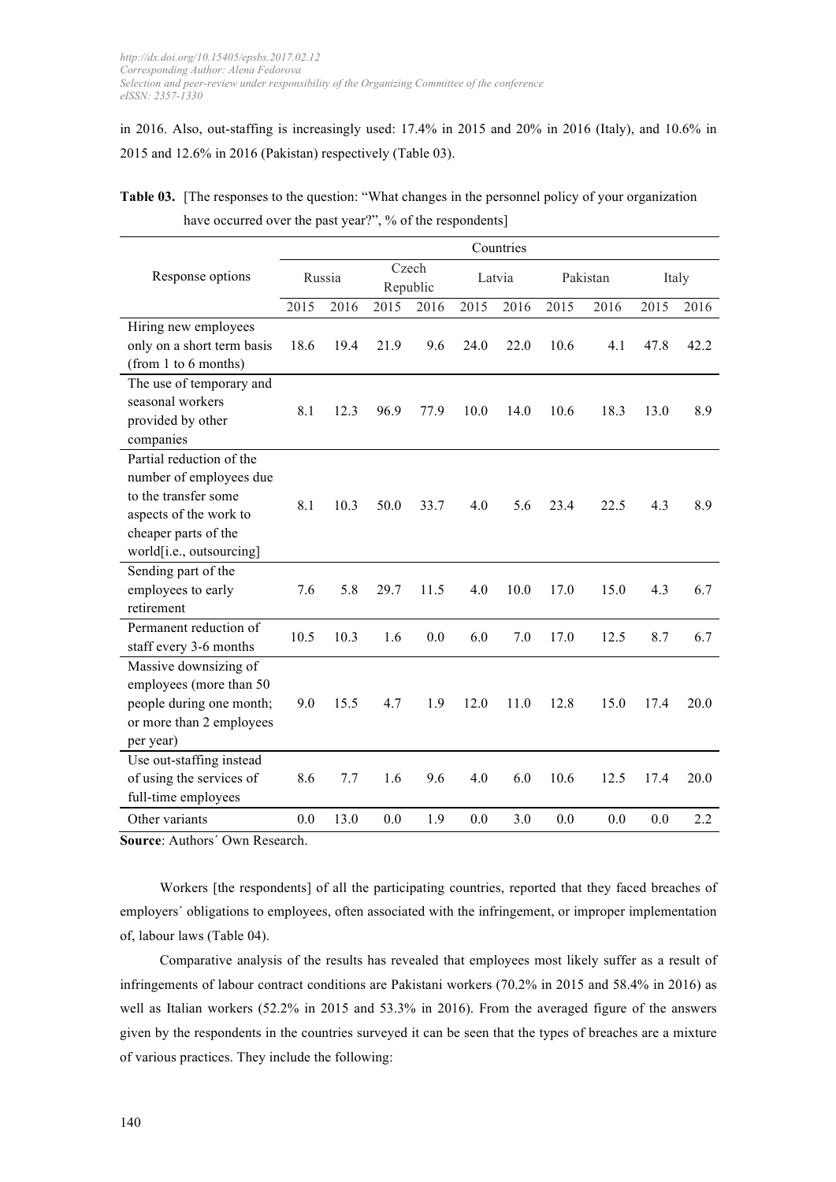in 2016. Also, out-staffing is increasingly used: 17.4% in 2015 and 20% in 2016 (Italy), and 10.6% in 2015 and 12.6% in 2016 (Pakistan) respectively (Table 03).

**Table 03.** [The responses to the question: "What changes in the personnel policy of your organization have occurred over the past year?", % of the respondents]

| Response options | Countries | | | | | | | | | |
|---|---|---|---|---|---|---|---|---|---|---|
| | Russia | | Czech Republic | | Latvia | | Pakistan | | Italy | |
| | 2015 | 2016 | 2015 | 2016 | 2015 | 2016 | 2015 | 2016 | 2015 | 2016 |
| Hiring new employees only on a short term basis (from 1 to 6 months) | 18.6 | 19.4 | 21.9 | 9.6 | 24.0 | 22.0 | 10.6 | 4.1 | 47.8 | 42.2 |
| The use of temporary and seasonal workers provided by other companies | 8.1 | 12.3 | 96.9 | 77.9 | 10.0 | 14.0 | 10.6 | 18.3 | 13.0 | 8.9 |
| Partial reduction of the number of employees due to the transfer some aspects of the work to cheaper parts of the world[i.e., outsourcing] | 8.1 | 10.3 | 50.0 | 33.7 | 4.0 | 5.6 | 23.4 | 22.5 | 4.3 | 8.9 |
| Sending part of the employees to early retirement | 7.6 | 5.8 | 29.7 | 11.5 | 4.0 | 10.0 | 17.0 | 15.0 | 4.3 | 6.7 |
| Permanent reduction of staff every 3-6 months | 10.5 | 10.3 | 1.6 | 0.0 | 6.0 | 7.0 | 17.0 | 12.5 | 8.7 | 6.7 |
| Massive downsizing of employees (more than 50 people during one month; or more than 2 employees per year) | 9.0 | 15.5 | 4.7 | 1.9 | 12.0 | 11.0 | 12.8 | 15.0 | 17.4 | 20.0 |
| Use out-staffing instead of using the services of full-time employees | 8.6 | 7.7 | 1.6 | 9.6 | 4.0 | 6.0 | 10.6 | 12.5 | 17.4 | 20.0 |
| Other variants | 0.0 | 13.0 | 0.0 | 1.9 | 0.0 | 3.0 | 0.0 | 0.0 | 0.0 | 2.2 |

**Source**: Authors´ Own Research.

Workers [the respondents] of all the participating countries, reported that they faced breaches of employers´ obligations to employees, often associated with the infringement, or improper implementation of, labour laws (Table 04).

Comparative analysis of the results has revealed that employees most likely suffer as a result of infringements of labour contract conditions are Pakistani workers (70.2% in 2015 and 58.4% in 2016) as well as Italian workers (52.2% in 2015 and 53.3% in 2016). From the averaged figure of the answers given by the respondents in the countries surveyed it can be seen that the types of breaches are a mixture of various practices. They include the following: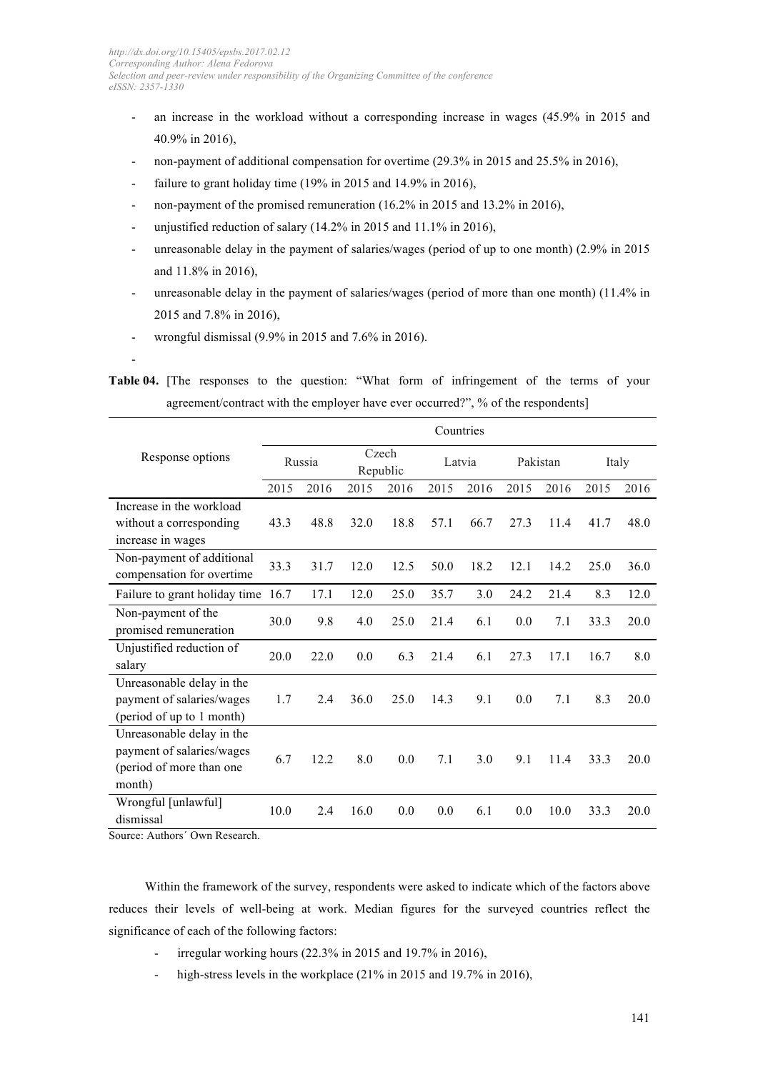- an increase in the workload without a corresponding increase in wages (45.9% in 2015 and 40.9% in 2016),
- non-payment of additional compensation for overtime (29.3% in 2015 and 25.5% in 2016),
- failure to grant holiday time (19% in 2015 and 14.9% in 2016),
- non-payment of the promised remuneration (16.2% in 2015 and 13.2% in 2016),
- unjustified reduction of salary (14.2% in 2015 and 11.1% in 2016),
- unreasonable delay in the payment of salaries/wages (period of up to one month) (2.9% in 2015 and 11.8% in 2016),
- unreasonable delay in the payment of salaries/wages (period of more than one month) (11.4% in 2015 and 7.8% in 2016),
- wrongful dismissal (9.9% in 2015 and 7.6% in 2016).
-

**Table 04.** [The responses to the question: "What form of infringement of the terms of your agreement/contract with the employer have ever occurred?", % of the respondents]

| Response options | Countries | | | | | | | | | |
|---|---|---|---|---|---|---|---|---|---|---|
| | Russia | | Czech Republic | | Latvia | | Pakistan | | Italy | |
| | 2015 | 2016 | 2015 | 2016 | 2015 | 2016 | 2015 | 2016 | 2015 | 2016 |
| Increase in the workload without a corresponding increase in wages | 43.3 | 48.8 | 32.0 | 18.8 | 57.1 | 66.7 | 27.3 | 11.4 | 41.7 | 48.0 |
| Non-payment of additional compensation for overtime | 33.3 | 31.7 | 12.0 | 12.5 | 50.0 | 18.2 | 12.1 | 14.2 | 25.0 | 36.0 |
| Failure to grant holiday time | 16.7 | 17.1 | 12.0 | 25.0 | 35.7 | 3.0 | 24.2 | 21.4 | 8.3 | 12.0 |
| Non-payment of the promised remuneration | 30.0 | 9.8 | 4.0 | 25.0 | 21.4 | 6.1 | 0.0 | 7.1 | 33.3 | 20.0 |
| Unjustified reduction of salary | 20.0 | 22.0 | 0.0 | 6.3 | 21.4 | 6.1 | 27.3 | 17.1 | 16.7 | 8.0 |
| Unreasonable delay in the payment of salaries/wages (period of up to 1 month) | 1.7 | 2.4 | 36.0 | 25.0 | 14.3 | 9.1 | 0.0 | 7.1 | 8.3 | 20.0 |
| Unreasonable delay in the payment of salaries/wages (period of more than one month) | 6.7 | 12.2 | 8.0 | 0.0 | 7.1 | 3.0 | 9.1 | 11.4 | 33.3 | 20.0 |
| Wrongful [unlawful] dismissal | 10.0 | 2.4 | 16.0 | 0.0 | 0.0 | 6.1 | 0.0 | 10.0 | 33.3 | 20.0 |

Source: Authors´ Own Research.

Within the framework of the survey, respondents were asked to indicate which of the factors above reduces their levels of well-being at work. Median figures for the surveyed countries reflect the significance of each of the following factors:

- irregular working hours (22.3% in 2015 and 19.7% in 2016),
- high-stress levels in the workplace (21% in 2015 and 19.7% in 2016),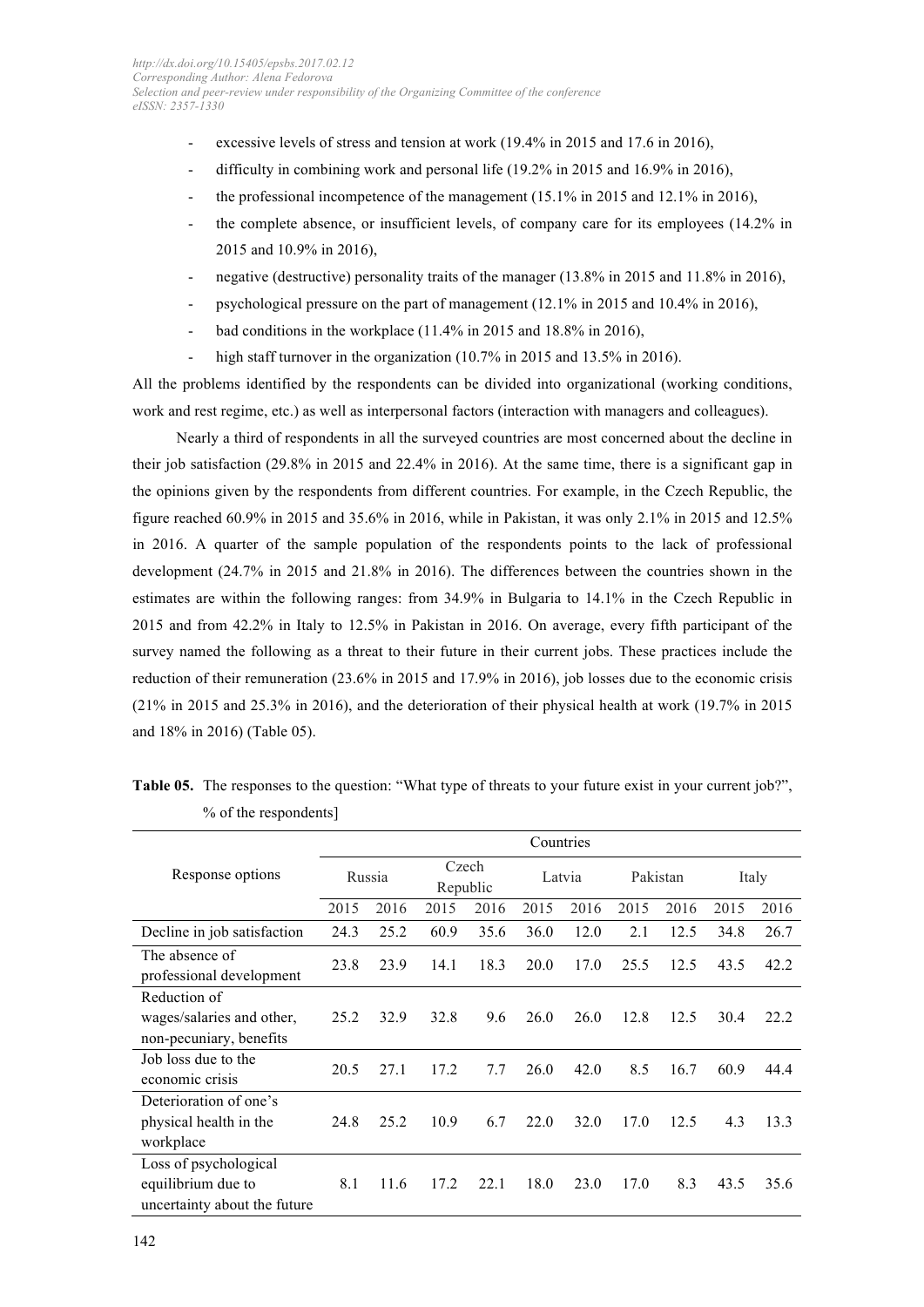- excessive levels of stress and tension at work (19.4% in 2015 and 17.6 in 2016),
- difficulty in combining work and personal life (19.2% in 2015 and 16.9% in 2016),
- the professional incompetence of the management (15.1% in 2015 and 12.1% in 2016),
- the complete absence, or insufficient levels, of company care for its employees (14.2% in 2015 and 10.9% in 2016),
- negative (destructive) personality traits of the manager (13.8% in 2015 and 11.8% in 2016),
- psychological pressure on the part of management (12.1% in 2015 and 10.4% in 2016),
- bad conditions in the workplace (11.4% in 2015 and 18.8% in 2016),
- high staff turnover in the organization (10.7% in 2015 and 13.5% in 2016).

All the problems identified by the respondents can be divided into organizational (working conditions, work and rest regime, etc.) as well as interpersonal factors (interaction with managers and colleagues).

Nearly a third of respondents in all the surveyed countries are most concerned about the decline in their job satisfaction (29.8% in 2015 and 22.4% in 2016). At the same time, there is a significant gap in the opinions given by the respondents from different countries. For example, in the Czech Republic, the figure reached 60.9% in 2015 and 35.6% in 2016, while in Pakistan, it was only 2.1% in 2015 and 12.5% in 2016. A quarter of the sample population of the respondents points to the lack of professional development (24.7% in 2015 and 21.8% in 2016). The differences between the countries shown in the estimates are within the following ranges: from 34.9% in Bulgaria to 14.1% in the Czech Republic in 2015 and from 42.2% in Italy to 12.5% in Pakistan in 2016. On average, every fifth participant of the survey named the following as a threat to their future in their current jobs. These practices include the reduction of their remuneration (23.6% in 2015 and 17.9% in 2016), job losses due to the economic crisis (21% in 2015 and 25.3% in 2016), and the deterioration of their physical health at work (19.7% in 2015 and 18% in 2016) (Table 05).

**Table 05.** The responses to the question: "What type of threats to your future exist in your current job?", % of the respondents]

| Response options | Countries | | | | | | | | | |
|---|---|---|---|---|---|---|---|---|---|---|
| | Russia | | Czech Republic | | Latvia | | Pakistan | | Italy | |
| | 2015 | 2016 | 2015 | 2016 | 2015 | 2016 | 2015 | 2016 | 2015 | 2016 |
| Decline in job satisfaction | 24.3 | 25.2 | 60.9 | 35.6 | 36.0 | 12.0 | 2.1 | 12.5 | 34.8 | 26.7 |
| The absence of professional development | 23.8 | 23.9 | 14.1 | 18.3 | 20.0 | 17.0 | 25.5 | 12.5 | 43.5 | 42.2 |
| Reduction of wages/salaries and other, non-pecuniary, benefits | 25.2 | 32.9 | 32.8 | 9.6 | 26.0 | 26.0 | 12.8 | 12.5 | 30.4 | 22.2 |
| Job loss due to the economic crisis | 20.5 | 27.1 | 17.2 | 7.7 | 26.0 | 42.0 | 8.5 | 16.7 | 60.9 | 44.4 |
| Deterioration of one's physical health in the workplace | 24.8 | 25.2 | 10.9 | 6.7 | 22.0 | 32.0 | 17.0 | 12.5 | 4.3 | 13.3 |
| Loss of psychological equilibrium due to uncertainty about the future | 8.1 | 11.6 | 17.2 | 22.1 | 18.0 | 23.0 | 17.0 | 8.3 | 43.5 | 35.6 |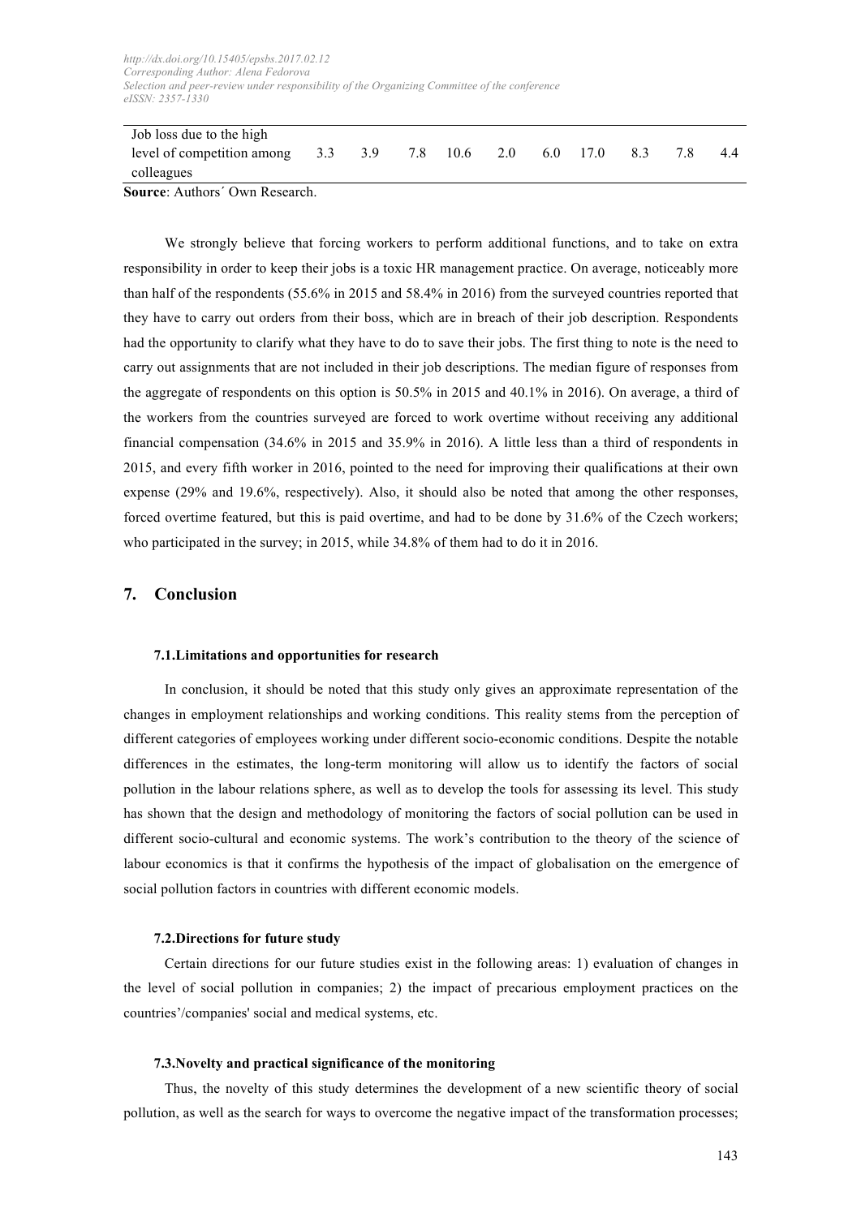| Job loss due to the high level of competition among colleagues | 3.3 | 3.9 | 7.8 | 10.6 | 2.0 | 6.0 | 17.0 | 8.3 | 7.8 | 4.4 |
|---|---|---|---|---|---|---|---|---|---|---|

**Source**: Authors´ Own Research.

We strongly believe that forcing workers to perform additional functions, and to take on extra responsibility in order to keep their jobs is a toxic HR management practice. On average, noticeably more than half of the respondents (55.6% in 2015 and 58.4% in 2016) from the surveyed countries reported that they have to carry out orders from their boss, which are in breach of their job description. Respondents had the opportunity to clarify what they have to do to save their jobs. The first thing to note is the need to carry out assignments that are not included in their job descriptions. The median figure of responses from the aggregate of respondents on this option is 50.5% in 2015 and 40.1% in 2016). On average, a third of the workers from the countries surveyed are forced to work overtime without receiving any additional financial compensation (34.6% in 2015 and 35.9% in 2016). A little less than a third of respondents in 2015, and every fifth worker in 2016, pointed to the need for improving their qualifications at their own expense (29% and 19.6%, respectively). Also, it should also be noted that among the other responses, forced overtime featured, but this is paid overtime, and had to be done by 31.6% of the Czech workers; who participated in the survey; in 2015, while 34.8% of them had to do it in 2016.

## 7. Conclusion

### 7.1.Limitations and opportunities for research

In conclusion, it should be noted that this study only gives an approximate representation of the changes in employment relationships and working conditions. This reality stems from the perception of different categories of employees working under different socio-economic conditions. Despite the notable differences in the estimates, the long-term monitoring will allow us to identify the factors of social pollution in the labour relations sphere, as well as to develop the tools for assessing its level. This study has shown that the design and methodology of monitoring the factors of social pollution can be used in different socio-cultural and economic systems. The work's contribution to the theory of the science of labour economics is that it confirms the hypothesis of the impact of globalisation on the emergence of social pollution factors in countries with different economic models.

### 7.2.Directions for future study

Certain directions for our future studies exist in the following areas: 1) evaluation of changes in the level of social pollution in companies; 2) the impact of precarious employment practices on the countries'/companies' social and medical systems, etc.

### 7.3.Novelty and practical significance of the monitoring

Thus, the novelty of this study determines the development of a new scientific theory of social pollution, as well as the search for ways to overcome the negative impact of the transformation processes;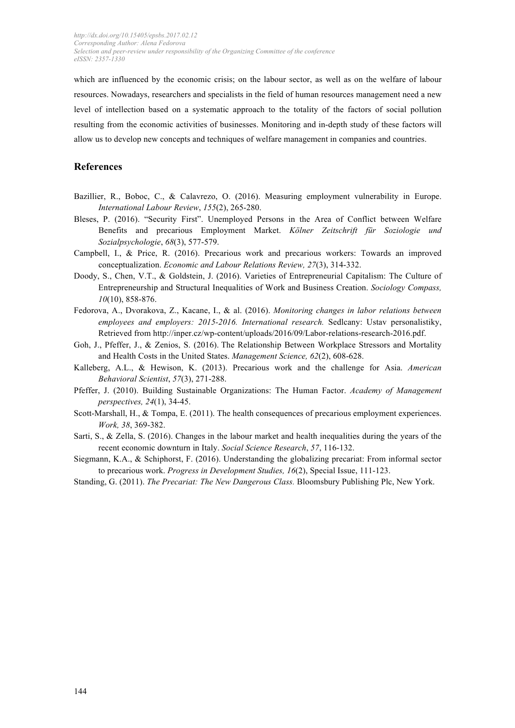which are influenced by the economic crisis; on the labour sector, as well as on the welfare of labour resources. Nowadays, researchers and specialists in the field of human resources management need a new level of intellection based on a systematic approach to the totality of the factors of social pollution resulting from the economic activities of businesses. Monitoring and in-depth study of these factors will allow us to develop new concepts and techniques of welfare management in companies and countries.

## References

Bazillier, R., Boboc, C., & Calavrezo, O. (2016). Measuring employment vulnerability in Europe. *International Labour Review*, *155*(2), 265-280.

Bleses, P. (2016). "Security First". Unemployed Persons in the Area of Conflict between Welfare Benefits and precarious Employment Market. *Kölner Zeitschrift für Soziologie und Sozialpsychologie*, *68*(3), 577-579.

Campbell, I., & Price, R. (2016). Precarious work and precarious workers: Towards an improved conceptualization. *Economic and Labour Relations Review, 27*(3), 314-332.

Doody, S., Chen, V.T., & Goldstein, J. (2016). Varieties of Entrepreneurial Capitalism: The Culture of Entrepreneurship and Structural Inequalities of Work and Business Creation. *Sociology Compass, 10*(10), 858-876.

Fedorova, A., Dvorakova, Z., Kacane, I., & al. (2016). *Monitoring changes in labor relations between employees and employers: 2015-2016. International research.* Sedlcany: Ustav personalistiky, Retrieved from http://inper.cz/wp-content/uploads/2016/09/Labor-relations-research-2016.pdf.

Goh, J., Pfeffer, J., & Zenios, S. (2016). The Relationship Between Workplace Stressors and Mortality and Health Costs in the United States. *Management Science, 62*(2), 608-628.

Kalleberg, A.L., & Hewison, K. (2013). Precarious work and the challenge for Asia. *American Behavioral Scientist*, *57*(3), 271-288.

Pfeffer, J. (2010). Building Sustainable Organizations: The Human Factor. *Academy of Management perspectives, 24*(1), 34-45.

Scott-Marshall, H., & Tompa, E. (2011). The health consequences of precarious employment experiences. *Work, 38*, 369-382.

Sarti, S., & Zella, S. (2016). Changes in the labour market and health inequalities during the years of the recent economic downturn in Italy. *Social Science Research*, *57*, 116-132.

Siegmann, K.A., & Schiphorst, F. (2016). Understanding the globalizing precariat: From informal sector to precarious work. *Progress in Development Studies, 16*(2), Special Issue, 111-123.

Standing, G. (2011). *The Precariat: The New Dangerous Class.* Bloomsbury Publishing Plc, New York.